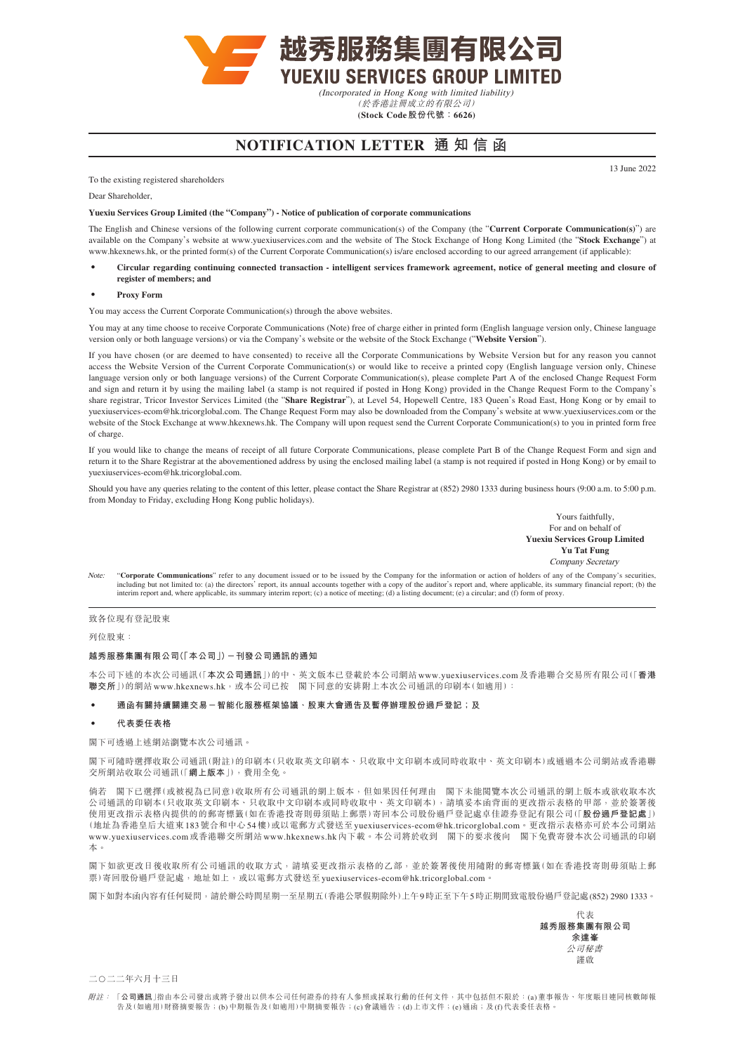# 越秀服務集團有限公司

# YUEXIU SERVICES GROUP LIMITED

*(Incorporated in Hong Kong with limited liability)*

*(於香港註冊成立的有限公司)*

**(Stock Code 股份代號：6626)**

## NOTIFICATION LETTER 通知信函

13 June 2022

To the existing registered shareholders

Dear Shareholder,

**Yuexiu Services Group Limited (the "Company") - Notice of publication of corporate communications**

The English and Chinese versions of the following current corporate communication(s) of the Company (the "**Current Corporate Communication(s)**") are available on the Company's website at www.yuexiuservices.com and the website of The Stock Exchange of Hong Kong Limited (the "**Stock Exchange**") at www.hkexnews.hk, or the printed form(s) of the Current Corporate Communication(s) is/are enclosed according to our agreed arrangement (if applicable):

- **Circular regarding continuing connected transaction - intelligent services framework agreement, notice of general meeting and closure of register of members; and**
- **Proxy Form**

You may access the Current Corporate Communication(s) through the above websites.

You may at any time choose to receive Corporate Communications (Note) free of charge either in printed form (English language version only, Chinese language version only or both language versions) or via the Company's website or the website of the Stock Exchange ("**Website Version**").

If you have chosen (or are deemed to have consented) to receive all the Corporate Communications by Website Version but for any reason you cannot access the Website Version of the Current Corporate Communication(s) or would like to receive a printed copy (English language version only, Chinese language version only or both language versions) of the Current Corporate Communication(s), please complete Part A of the enclosed Change Request Form and sign and return it by using the mailing label (a stamp is not required if posted in Hong Kong) provided in the Change Request Form to the Company's share registrar, Tricor Investor Services Limited (the "**Share Registrar**"), at Level 54, Hopewell Centre, 183 Queen's Road East, Hong Kong or by email to yuexiuservices-ecom@hk.tricorglobal.com. The Change Request Form may also be downloaded from the Company's website at www.yuexiuservices.com or the website of the Stock Exchange at www.hkexnews.hk. The Company will upon request send the Current Corporate Communication(s) to you in printed form free of charge.

If you would like to change the means of receipt of all future Corporate Communications, please complete Part B of the Change Request Form and sign and return it to the Share Registrar at the abovementioned address by using the enclosed mailing label (a stamp is not required if posted in Hong Kong) or by email to yuexiuservices-ecom@hk.tricorglobal.com.

Should you have any queries relating to the content of this letter, please contact the Share Registrar at (852) 2980 1333 during business hours (9:00 a.m. to 5:00 p.m. from Monday to Friday, excluding Hong Kong public holidays).

Yours faithfully,
For and on behalf of
**Yuexiu Services Group Limited**
**Yu Tat Fung**
*Company Secretary*

*Note:* "**Corporate Communications**" refer to any document issued or to be issued by the Company for the information or action of holders of any of the Company's securities, including but not limited to: (a) the directors' report, its annual accounts together with a copy of the auditor's report and, where applicable, its summary financial report; (b) the interim report and, where applicable, its summary interim report; (c) a notice of meeting; (d) a listing document; (e) a circular; and (f) form of proxy.

---

致各位現有登記股東

列位股東：

**越秀服務集團有限公司(「本公司」)－刊發公司通訊的通知**

本公司下述的本次公司通訊(「**本次公司通訊**」)的中、英文版本已登載於本公司網站www.yuexiuservices.com及香港聯合交易所有限公司(「**香港聯交所**」)的網站www.hkexnews.hk，或本公司已按 閣下同意的安排附上本次公司通訊的印刷本(如適用)：

- **通函有關持續關連交易－智能化服務框架協議、股東大會通告及暫停辦理股份過戶登記；及**
- **代表委任表格**

閣下可透過上述網站瀏覽本次公司通訊。

閣下可隨時選擇收取公司通訊(附註)的印刷本(只收取英文印刷本、只收取中文印刷本或同時收取中、英文印刷本)或通過本公司網站或香港聯交所網站收取公司通訊(「**網上版本**」)，費用全免。

倘若 閣下已選擇(或被視為已同意)收取所有公司通訊的網上版本，但如果因任何理由 閣下未能閱覽本次公司通訊的網上版本或欲收取本次公司通訊的印刷本(只收取英文印刷本、只收取中文印刷本或同時收取中、英文印刷本)，請填妥本函背面的更改指示表格的甲部，並於簽署後使用更改指示表格內提供的郵寄標籤(如在香港投寄則毋須貼上郵票)寄回本公司股份過戶登記處卓佳證券登記有限公司(「**股份過戶登記處**」)(地址為香港皇后大道東183號合和中心54樓)或以電郵方式發送至yuexiuservices-ecom@hk.tricorglobal.com。更改指示表格亦可於本公司網站www.yuexiuservices.com或香港聯交所網站www.hkexnews.hk內下載。本公司將於收到 閣下的要求後向 閣下免費寄發本次公司通訊的印刷本。

閣下如欲更改日後收取所有公司通訊的收取方式，請填妥更改指示表格的乙部，並於簽署後使用隨附的郵寄標籤(如在香港投寄則毋須貼上郵票)寄回股份過戶登記處，地址如上，或以電郵方式發送至yuexiuservices-ecom@hk.tricorglobal.com。

閣下如對本函內容有任何疑問，請於辦公時間星期一至星期五(香港公眾假期除外)上午9時正至下午5時正期間致電股份過戶登記處(852) 2980 1333。

代表
**越秀服務集團有限公司**
**余達峯**
*公司秘書*
謹啟

二〇二二年六月十三日

*附註：*「**公司通訊**」指由本公司發出或將予發出以供本公司任何證券的持有人參照或採取行動的任何文件，其中包括但不限於：(a)董事報告、年度賬目連同核數師報告及(如適用)財務摘要報告；(b)中期報告及(如適用)中期摘要報告；(c)會議通告；(d)上市文件；(e)通函；及(f)代表委任表格。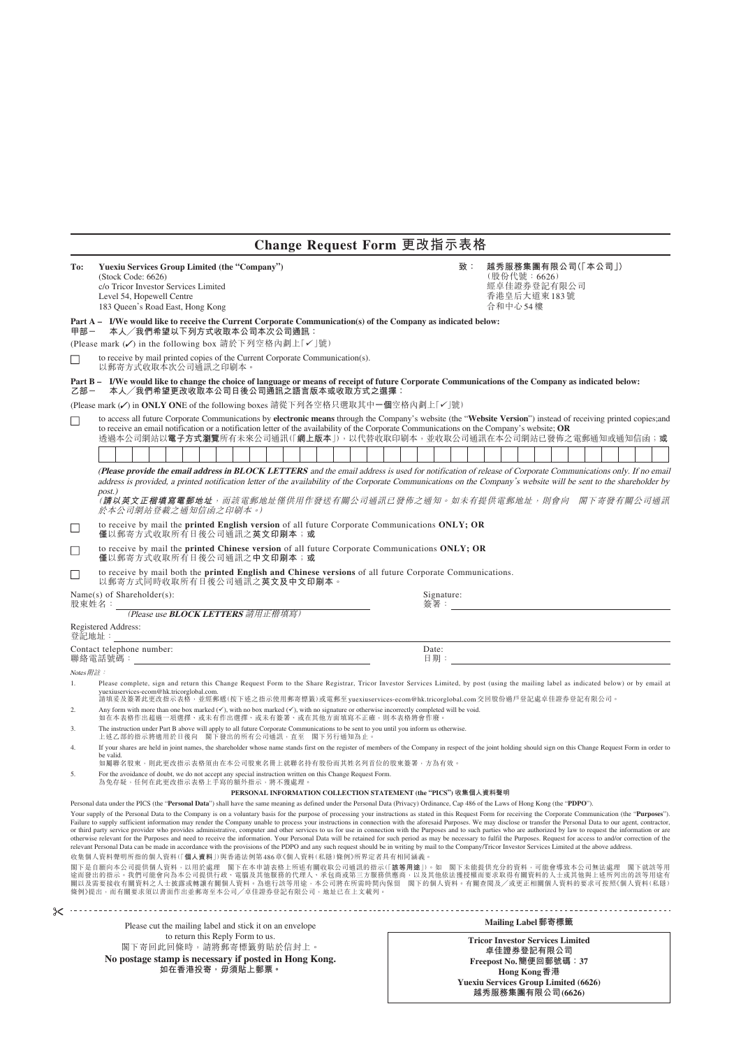# Change Request Form 更改指示表格

**To: Yuexiu Services Group Limited (the "Company")**
(Stock Code: 6626)
c/o Tricor Investor Services Limited
Level 54, Hopewell Centre
183 Queen's Road East, Hong Kong

**致： 越秀服務集團有限公司（「本公司」）**
（股份代號：6626）
經卓佳證券登記有限公司
香港皇后大道東183號
合和中心54樓

**Part A – I/We would like to receive the Current Corporate Communication(s) of the Company as indicated below:**
**甲部－ 本人／我們希望以下列方式收取本公司本次公司通訊：**

(Please mark (✓) in the following box 請於下列空格內劃上「✓」號)

☐ to receive by mail printed copies of the Current Corporate Communication(s).
以郵寄方式收取本次公司通訊之印刷本。

**Part B – I/We would like to change the choice of language or means of receipt of future Corporate Communications of the Company as indicated below:**
**乙部－ 本人／我們希望更改收取本公司日後公司通訊之語言版本或收取方式之選擇：**

(Please mark (✓) in **ONLY ONE** of the following boxes 請從下列各空格只選取其中**一個**空格內劃上「✓」號)

☐ to access all future Corporate Communications by **electronic means** through the Company's website (the "**Website Version**") instead of receiving printed copies;and to receive an email notification or a notification letter of the availability of the Corporate Communications on the Company's website; **OR**
透過本公司網站以**電子方式瀏覽**所有未來公司通訊（「**網上版本**」），以代替收取印刷本，並收取公司通訊在本公司網站已發佈之電郵通知或通知信函；**或**

| | | | | | | | | | | | | | | | | | | | | | | | | | | | | | | | | | | | | | | | |
|---|---|---|---|---|---|---|---|---|---|---|---|---|---|---|---|---|---|---|---|---|---|---|---|---|---|---|---|---|---|---|---|---|---|---|---|---|---|---|---|

*(**Please provide the email address in BLOCK LETTERS** and the email address is used for notification of release of Corporate Communications only. If no email address is provided, a printed notification letter of the availability of the Corporate Communications on the Company's website will be sent to the shareholder by post.)*
*（**請以英文正楷填寫電郵地址**，而該電郵地址僅供用作發送有關公司通訊已發佈之通知。如未有提供電郵地址，則會向 閣下寄發有關公司通訊於本公司網站登載之通知信函之印刷本。）*

☐ to receive by mail the **printed English version** of all future Corporate Communications **ONLY; OR**
**僅**以郵寄方式收取所有日後公司通訊之**英文印刷本**；**或**

☐ to receive by mail the **printed Chinese version** of all future Corporate Communications **ONLY; OR**
**僅**以郵寄方式收取所有日後公司通訊之**中文印刷本**；**或**

☐ to receive by mail both the **printed English and Chinese versions** of all future Corporate Communications.
以郵寄方式同時收取所有日後公司通訊之**英文及中文印刷本**。

Name(s) of Shareholder(s):
股東姓名：________________________
*(Please use **BLOCK LETTERS** 請用正楷填寫)*

Signature:
簽署：________________________

Registered Address:
登記地址：________________________

Contact telephone number:
聯絡電話號碼：________________________

Date:
日期：________________________

*Notes 附註：*

1. Please complete, sign and return this Change Request Form to the Share Registrar, Tricor Investor Services Limited, by post (using the mailing label as indicated below) or by email at yuexiuservices-ecom@hk.tricorglobal.com.
請填妥及簽署此更改指示表格，並經郵遞（按下述之指示使用郵寄標籤）或電郵至yuexiuservices-ecom@hk.tricorglobal.com交回股份過戶登記處卓佳證券登記有限公司。
2. Any form with more than one box marked (✓), with no box marked (✓), with no signature or otherwise incorrectly completed will be void.
如在本表格作出超過一項選擇、或未有作出選擇、或未有簽署、或在其他方面填寫不正確，則本表格將會作廢。
3. The instruction under Part B above will apply to all future Corporate Communications to be sent to you until you inform us otherwise.
上述乙部的指示將適用於日後向 閣下發出的所有公司通訊，直至 閣下另行通知為止。
4. If your shares are held in joint names, the shareholder whose name stands first on the register of members of the Company in respect of the joint holding should sign on this Change Request Form in order to be valid.
如屬聯名股東，則此更改指示表格須由在本公司股東名冊上就聯名持有股份而其姓名列首位的股東簽署，方為有效。
5. For the avoidance of doubt, we do not accept any special instruction written on this Change Request Form.
為免存疑，任何在此更改指示表格上手寫的額外指示，將不獲處理。

**PERSONAL INFORMATION COLLECTION STATEMENT (the "PICS") 收集個人資料聲明**

Personal data under the PICS (the "**Personal Data**") shall have the same meaning as defined under the Personal Data (Privacy) Ordinance, Cap 486 of the Laws of Hong Kong (the "**PDPO**").

Your supply of the Personal Data to the Company is on a voluntary basis for the purpose of processing your instructions as stated in this Request Form for receiving the Corporate Communication (the "**Purposes**"). Failure to supply sufficient information may render the Company unable to process your instructions in connection with the aforesaid Purposes. We may disclose or transfer the Personal Data to our agent, contractor, or third party service provider who provides administrative, computer and other services to us for use in connection with the Purposes and to such parties who are authorized by law to request the information or are otherwise relevant for the Purposes and need to receive the information. Your Personal Data will be retained for such period as may be necessary to fulfil the Purposes. Request for access to and/or correction of the relevant Personal Data can be made in accordance with the provisions of the PDPO and any such request should be in writing by mail to the Company/Tricor Investor Services Limited at the above address.

收集個人資料聲明所指的個人資料（「**個人資料**」）與香港法例第486章《個人資料（私隱）條例》所界定者具有相同涵義。

閣下是自願向本公司提供個人資料，以用於處理 閣下在本申請表格上所述有關收取公司通訊的指示（「**該等用途**」）。如 閣下未能提供充分的資料，可能會導致本公司無法處理 閣下就該等用途而提出的指示。我們可能會向為本公司提供行政、電腦及其他服務的代理人、承包商或第三方服務供應商，以及其他依法獲授權而要求取得有關資料的人士或其他與上述所列出的該等用途有關以及需要接收有關資料之人士披露或轉讓有關個人資料。為進行該等用途，本公司將在所需時間內保留 閣下的個人資料。有關查閱及／或更正相關個人資料的要求可按照《個人資料（私隱）條例》提出，而有關要求須以書面作出並郵寄至本公司／卓佳證券登記有限公司，地址已在上文載列。

---

Please cut the mailing label and stick it on an envelope to return this Reply Form to us.
閣下寄回此回條時，請將郵寄標籤剪貼於信封上。
**No postage stamp is necessary if posted in Hong Kong.**
**如在香港投寄，毋須貼上郵票。**

**Mailing Label 郵寄標籤**

**Tricor Investor Services Limited**
**卓佳證券登記有限公司**
**Freepost No. 簡便回郵號碼：37**
**Hong Kong 香港**
**Yuexiu Services Group Limited (6626)**
**越秀服務集團有限公司(6626)**